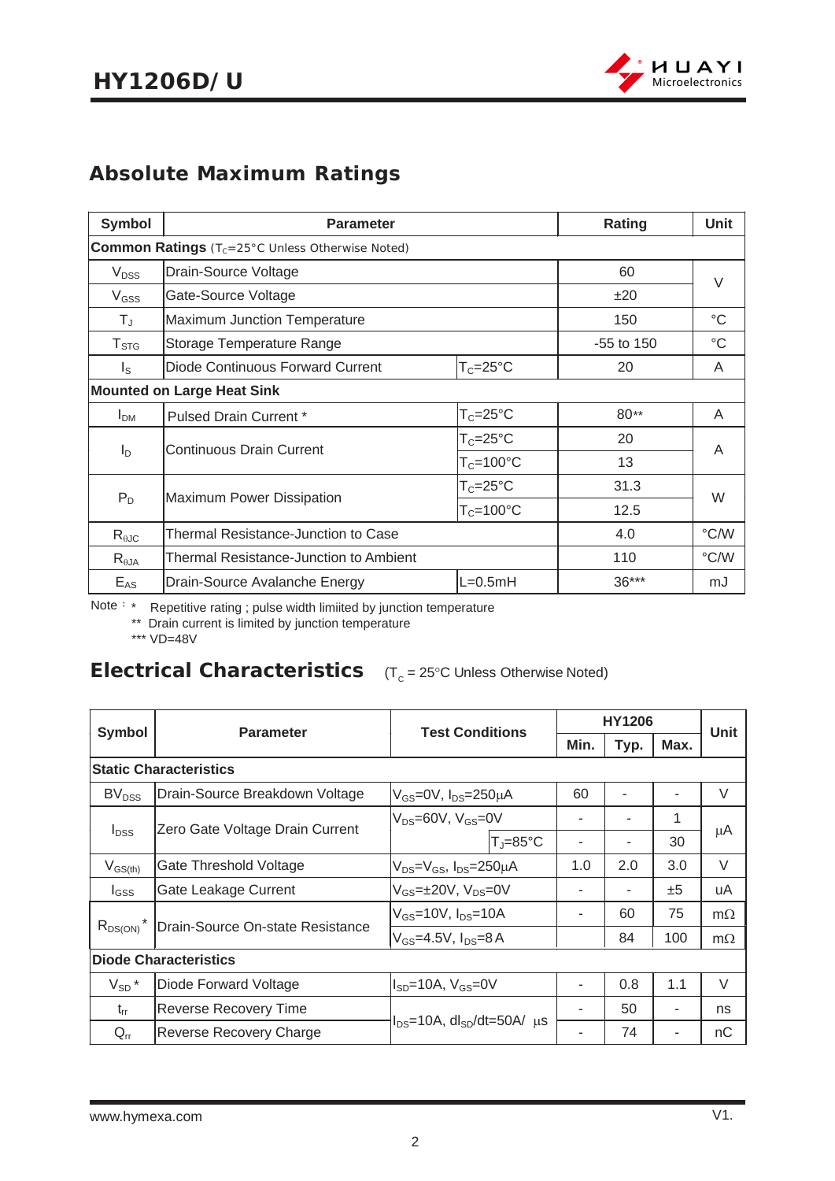## Absolute Maximum Ratings

| Symbol | Parameter | | Rating | Unit |
|---|---|---|---|---|
| **Common Ratings** ($T_C$=25°C Unless Otherwise Noted) | | | | |
| $V_{DSS}$ | Drain-Source Voltage | | 60 | V |
| $V_{GSS}$ | Gate-Source Voltage | | ±20 | V |
| $T_J$ | Maximum Junction Temperature | | 150 | °C |
| $T_{STG}$ | Storage Temperature Range | | -55 to 150 | °C |
| $I_S$ | Diode Continuous Forward Current | $T_C$=25°C | 20 | A |
| **Mounted on Large Heat Sink** | | | | |
| $I_{DM}$ | Pulsed Drain Current * | $T_C$=25°C | 80** | A |
| $I_D$ | Continuous Drain Current | $T_C$=25°C | 20 | A |
| | | $T_C$=100°C | 13 | |
| $P_D$ | Maximum Power Dissipation | $T_C$=25°C | 31.3 | W |
| | | $T_C$=100°C | 12.5 | |
| $R_{\theta JC}$ | Thermal Resistance-Junction to Case | | 4.0 | °C/W |
| $R_{\theta JA}$ | Thermal Resistance-Junction to Ambient | | 110 | °C/W |
| $E_{AS}$ | Drain-Source Avalanche Energy | L=0.5mH | 36*** | mJ |

Note：* Repetitive rating ; pulse width limiited by junction temperature

** Drain current is limited by junction temperature

*** VD=48V

## Electrical Characteristics ($T_C$ = 25°C Unless Otherwise Noted)

| Symbol | Parameter | Test Conditions | | HY1206 | | | Unit |
|---|---|---|---|---|---|---|---|
| | | | | Min. | Typ. | Max. | |
| **Static Characteristics** | | | | | | | |
| $BV_{DSS}$ | Drain-Source Breakdown Voltage | $V_{GS}$=0V, $I_{DS}$=250μA | | 60 | - | - | V |
| $I_{DSS}$ | Zero Gate Voltage Drain Current | $V_{DS}$=60V, $V_{GS}$=0V | | - | - | 1 | μA |
| | | | $T_J$=85°C | - | - | 30 | |
| $V_{GS(th)}$ | Gate Threshold Voltage | $V_{DS}$=$V_{GS}$, $I_{DS}$=250μA | | 1.0 | 2.0 | 3.0 | V |
| $I_{GSS}$ | Gate Leakage Current | $V_{GS}$=±20V, $V_{DS}$=0V | | - | - | ±5 | uA |
| $R_{DS(ON)}$* | Drain-Source On-state Resistance | $V_{GS}$=10V, $I_{DS}$=10A | | - | 60 | 75 | mΩ |
| | | $V_{GS}$=4.5V, $I_{DS}$=8A | | | 84 | 100 | mΩ |
| **Diode Characteristics** | | | | | | | |
| $V_{SD}$* | Diode Forward Voltage | $I_{SD}$=10A, $V_{GS}$=0V | | - | 0.8 | 1.1 | V |
| $t_{rr}$ | Reverse Recovery Time | $I_{DS}$=10A, $dI_{SD}/dt$=50A/ μs | | - | 50 | - | ns |
| $Q_{rr}$ | Reverse Recovery Charge | | | - | 74 | - | nC |

www.hymexa.com V1.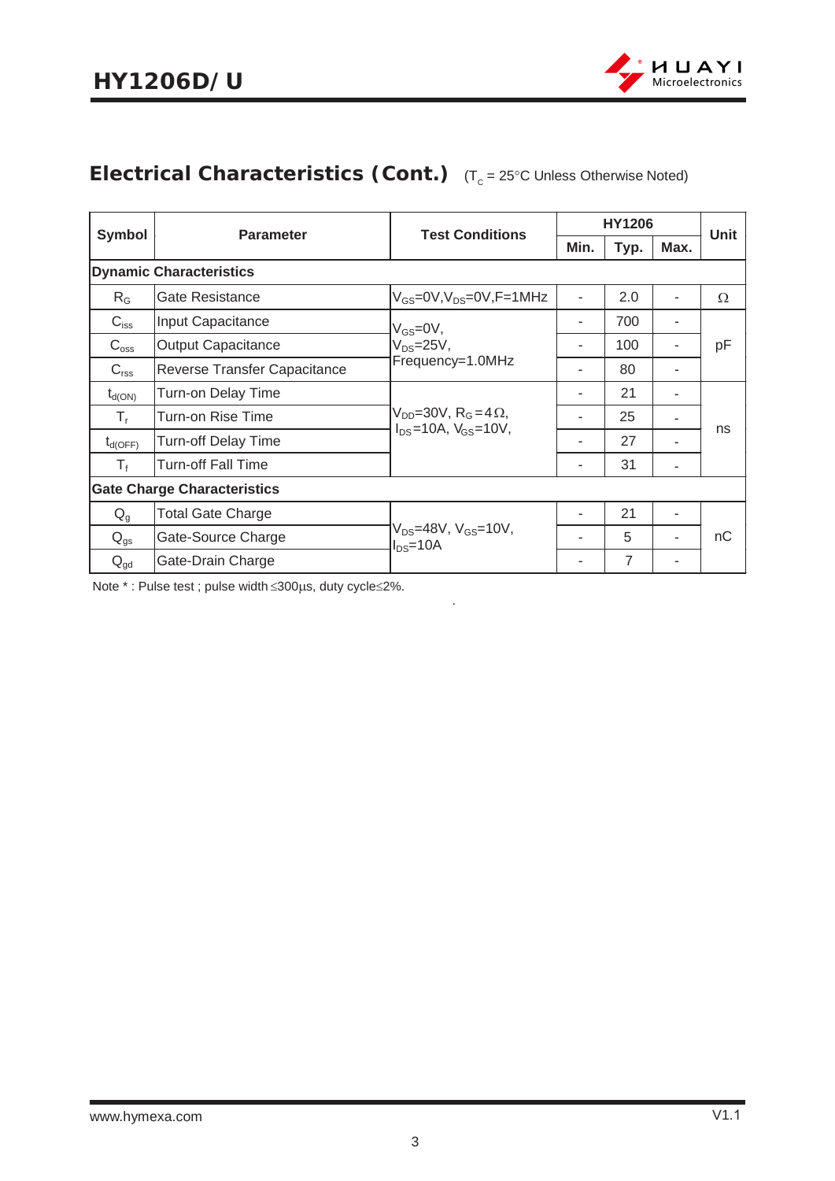## Electrical Characteristics (Cont.) ($T_c$ = 25°C Unless Otherwise Noted)

| Symbol | Parameter | Test Conditions | HY1206 | | | Unit |
|---|---|---|---|---|---|---|
| | | | Min. | Typ. | Max. | |
| **Dynamic Characteristics** | | | | | | |
| $R_G$ | Gate Resistance | $V_{GS}$=0V,$V_{DS}$=0V,F=1MHz | - | 2.0 | - | Ω |
| $C_{iss}$ | Input Capacitance | $V_{GS}$=0V, $V_{DS}$=25V, Frequency=1.0MHz | - | 700 | - | pF |
| $C_{oss}$ | Output Capacitance | | - | 100 | - | |
| $C_{rss}$ | Reverse Transfer Capacitance | | - | 80 | - | |
| $t_{d(ON)}$ | Turn-on Delay Time | $V_{DD}$=30V, $R_G$=4Ω, $I_{DS}$=10A, $V_{GS}$=10V, | - | 21 | - | ns |
| $T_r$ | Turn-on Rise Time | | - | 25 | - | |
| $t_{d(OFF)}$ | Turn-off Delay Time | | - | 27 | - | |
| $T_f$ | Turn-off Fall Time | | - | 31 | - | |
| **Gate Charge Characteristics** | | | | | | |
| $Q_g$ | Total Gate Charge | $V_{DS}$=48V, $V_{GS}$=10V, $I_{DS}$=10A | - | 21 | - | nC |
| $Q_{gs}$ | Gate-Source Charge | | - | 5 | - | |
| $Q_{gd}$ | Gate-Drain Charge | | - | 7 | - | |

Note * : Pulse test ; pulse width ≤300µs, duty cycle≤2%.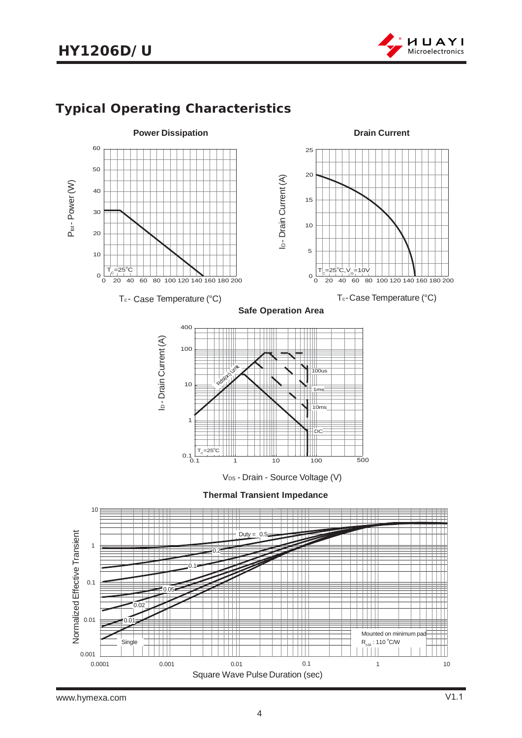## Typical Operating Characteristics

**Power Dissipation**

$P_{tot}$ - Power (W)

$T_C$=25°C

$T_c$ - Case Temperature (°C)

**Drain Current**

$I_D$ - Drain Current (A)

$T_C$=25°C, $V_G$=10V

$T_c$ - Case Temperature (°C)

**Safe Operation Area**

$I_D$ - Drain Current (A)

Rds(on) Limit

100us

1ms

10ms

DC

$T_C$=25°C

$V_{DS}$ - Drain - Source Voltage (V)

**Thermal Transient Impedance**

Normalized Effective Transient

Duty = 0.5

0.2

0.1

0.05

0.02

0.01

Single

Mounted on minimum pad

$R_{\theta JA}$ : 110 °C/W

Square Wave Pulse Duration (sec)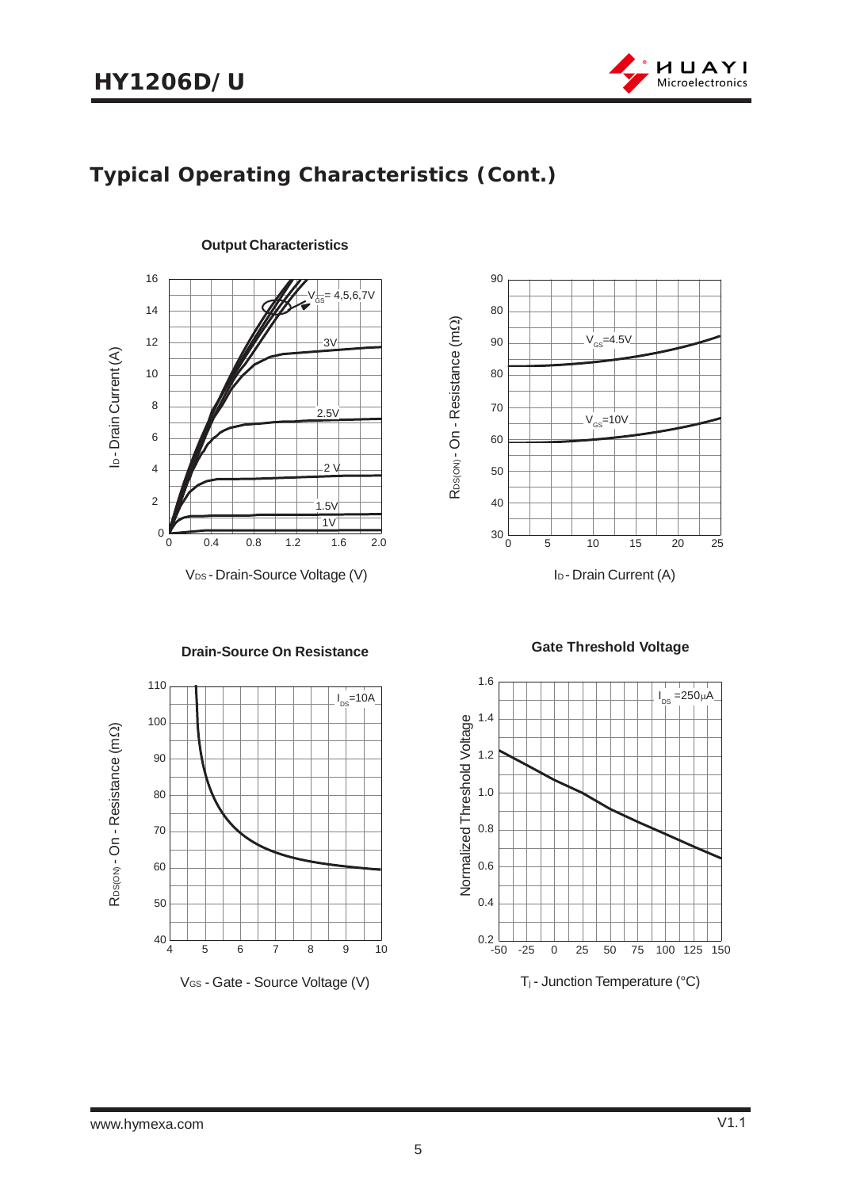## Typical Operating Characteristics (Cont.)

**Output Characteristics**

$V_{GS}$= 4,5,6,7V

3V

2.5V

2 V

1.5V

1V

$I_D$ - Drain Current (A)

$V_{DS}$ - Drain-Source Voltage (V)

$V_{GS}$=4.5V

$V_{GS}$=10V

$R_{DS(ON)}$ - On - Resistance (mΩ)

$I_D$ - Drain Current (A)

**Drain-Source On Resistance**

$I_{DS}$=10A

$R_{DS(ON)}$ - On - Resistance (mΩ)

$V_{GS}$ - Gate - Source Voltage (V)

**Gate Threshold Voltage**

$I_{DS}$ =250μA

Normalized Threshold Voltage

$T_j$ - Junction Temperature (°C)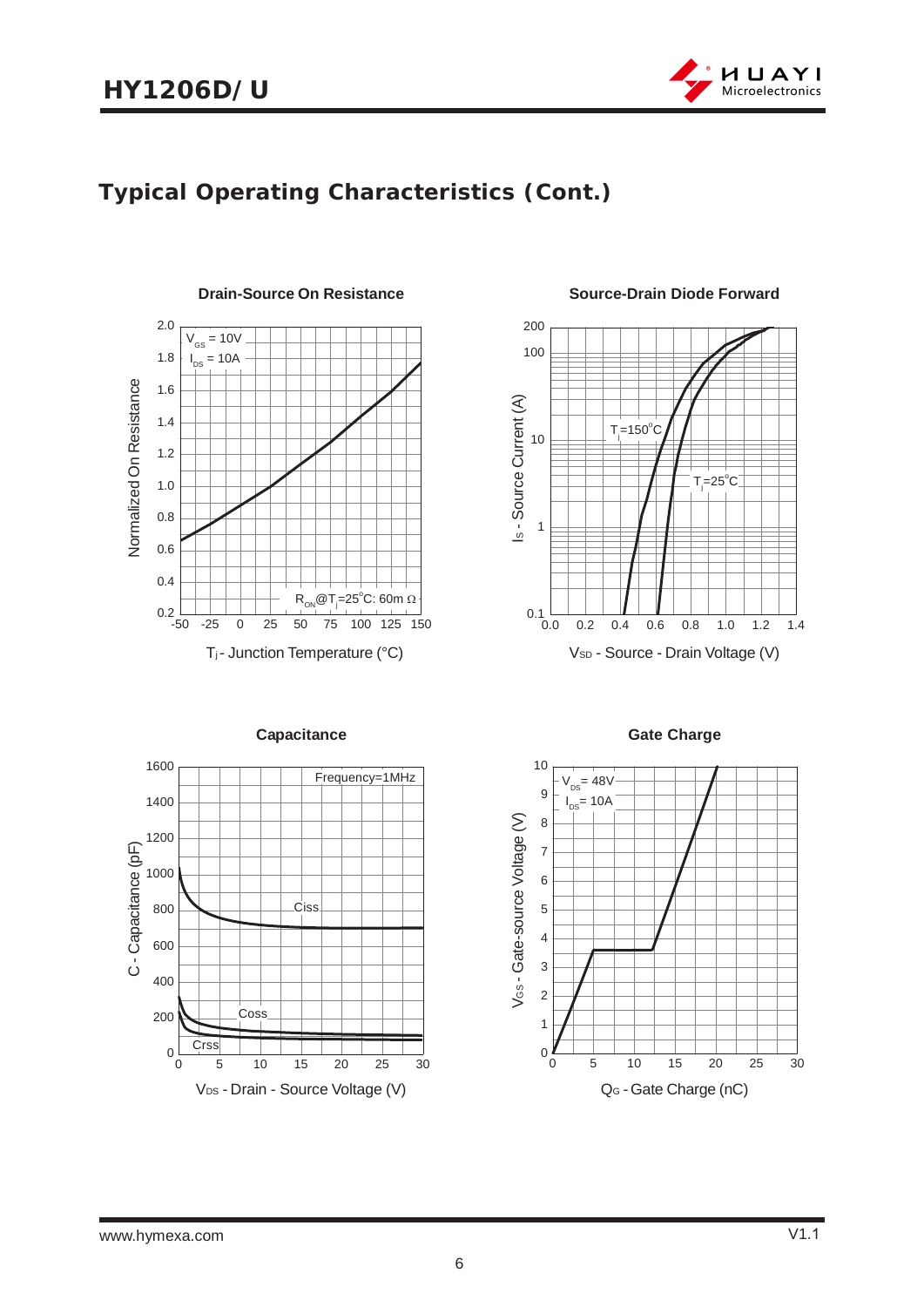## Typical Operating Characteristics (Cont.)

**Drain-Source On Resistance**

$V_{GS}$ = 10V
$I_{DS}$ = 10A

$R_{ON}$@$T_j$=25°C: 60m Ω

Normalized On Resistance

$T_j$ - Junction Temperature (°C)

**Source-Drain Diode Forward**

$T_j$=150°C

$T_j$=25°C

$I_S$ - Source Current (A)

$V_{SD}$ - Source - Drain Voltage (V)

**Capacitance**

Frequency=1MHz

Ciss

Coss

Crss

C - Capacitance (pF)

$V_{DS}$ - Drain - Source Voltage (V)

**Gate Charge**

$V_{DS}$= 48V
$I_{DS}$= 10A

$V_{GS}$ - Gate-source Voltage (V)

$Q_G$ - Gate Charge (nC)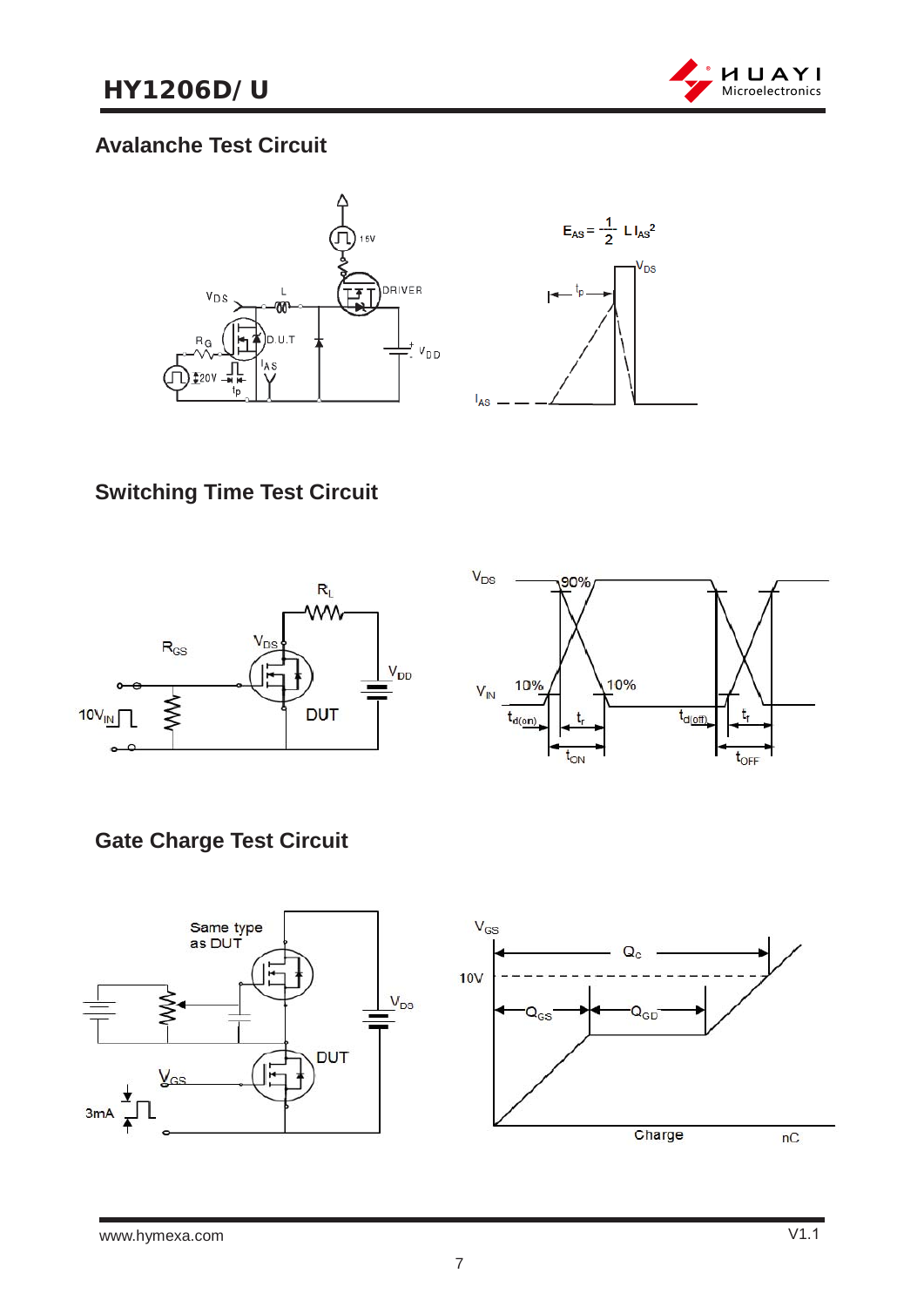## Avalanche Test Circuit

$$E_{AS} = \frac{1}{2} L I_{AS}^2$$

## Switching Time Test Circuit

## Gate Charge Test Circuit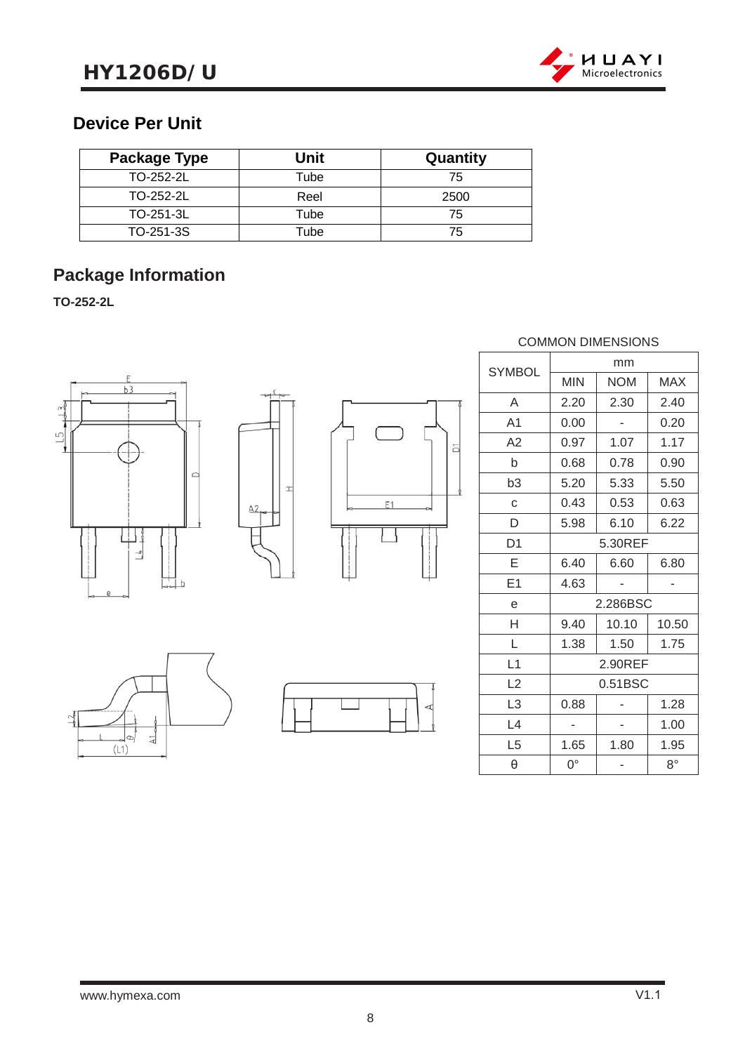## Device Per Unit

| Package Type | Unit | Quantity |
|---|---|---|
| TO-252-2L | Tube | 75 |
| TO-252-2L | Reel | 2500 |
| TO-251-3L | Tube | 75 |
| TO-251-3S | Tube | 75 |

## Package Information

**TO-252-2L**

COMMON DIMENSIONS

| SYMBOL | mm | | |
|---|---|---|---|
| | MIN | NOM | MAX |
| A | 2.20 | 2.30 | 2.40 |
| A1 | 0.00 | - | 0.20 |
| A2 | 0.97 | 1.07 | 1.17 |
| b | 0.68 | 0.78 | 0.90 |
| b3 | 5.20 | 5.33 | 5.50 |
| c | 0.43 | 0.53 | 0.63 |
| D | 5.98 | 6.10 | 6.22 |
| D1 | 5.30REF | | |
| E | 6.40 | 6.60 | 6.80 |
| E1 | 4.63 | - | - |
| e | 2.286BSC | | |
| H | 9.40 | 10.10 | 10.50 |
| L | 1.38 | 1.50 | 1.75 |
| L1 | 2.90REF | | |
| L2 | 0.51BSC | | |
| L3 | 0.88 | - | 1.28 |
| L4 | - | - | 1.00 |
| L5 | 1.65 | 1.80 | 1.95 |
| θ | 0° | - | 8° |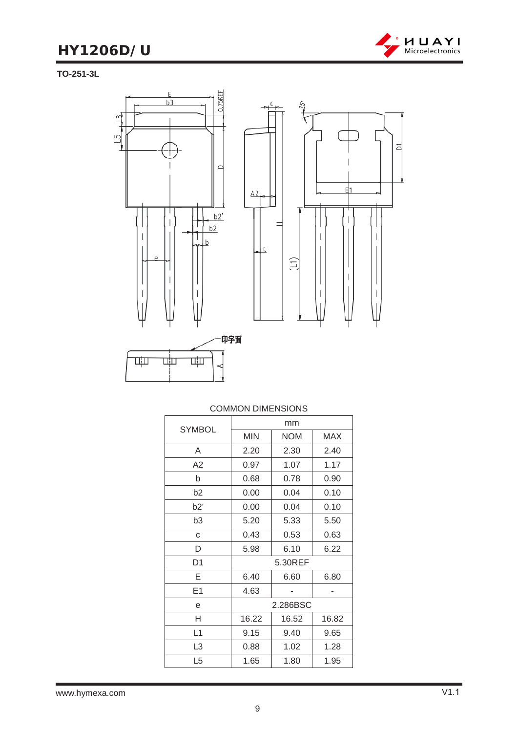**TO-251-3L**

COMMON DIMENSIONS

| SYMBOL | mm | | |
|---|---|---|---|
| | MIN | NOM | MAX |
| A | 2.20 | 2.30 | 2.40 |
| A2 | 0.97 | 1.07 | 1.17 |
| b | 0.68 | 0.78 | 0.90 |
| b2 | 0.00 | 0.04 | 0.10 |
| b2' | 0.00 | 0.04 | 0.10 |
| b3 | 5.20 | 5.33 | 5.50 |
| c | 0.43 | 0.53 | 0.63 |
| D | 5.98 | 6.10 | 6.22 |
| D1 | 5.30REF | | |
| E | 6.40 | 6.60 | 6.80 |
| E1 | 4.63 | - | - |
| e | 2.286BSC | | |
| H | 16.22 | 16.52 | 16.82 |
| L1 | 9.15 | 9.40 | 9.65 |
| L3 | 0.88 | 1.02 | 1.28 |
| L5 | 1.65 | 1.80 | 1.95 |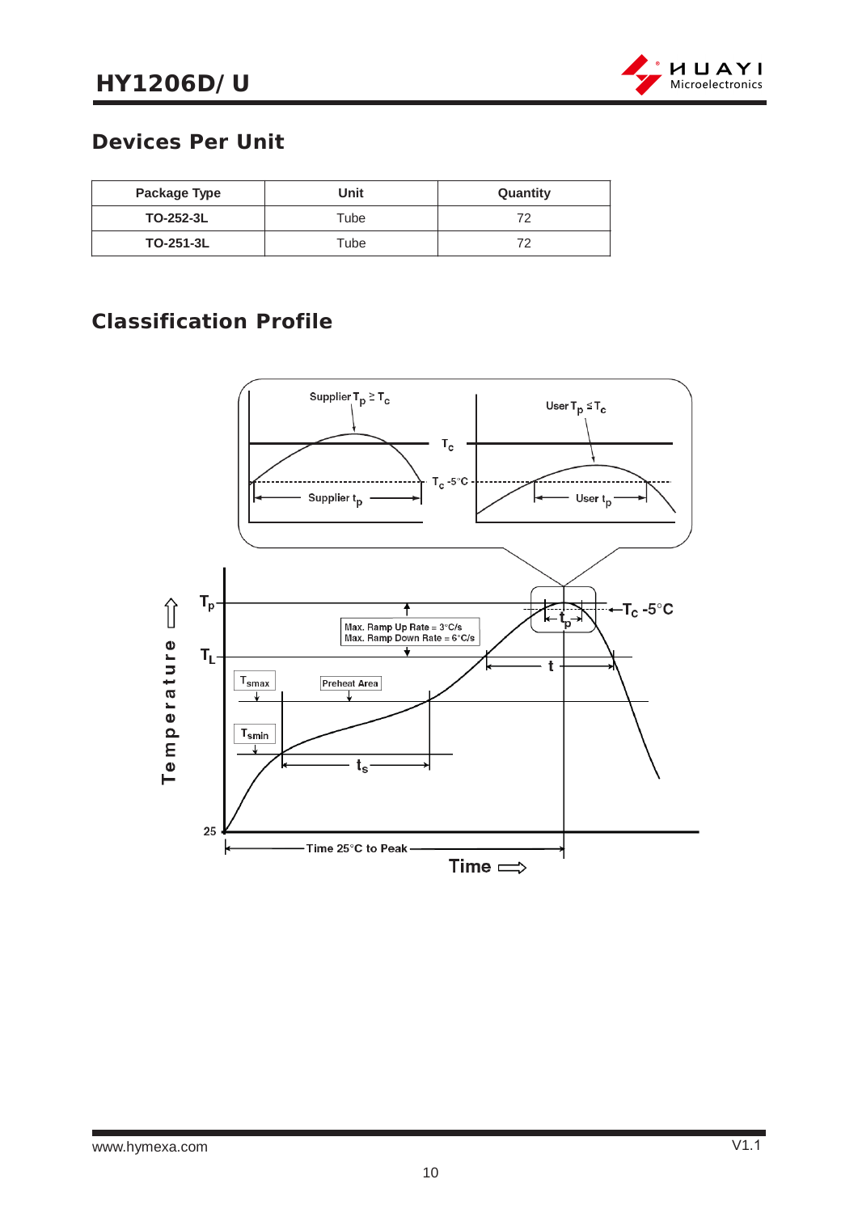## Devices Per Unit

| Package Type | Unit | Quantity |
| --- | --- | --- |
| TO-252-3L | Tube | 72 |
| TO-251-3L | Tube | 72 |

## Classification Profile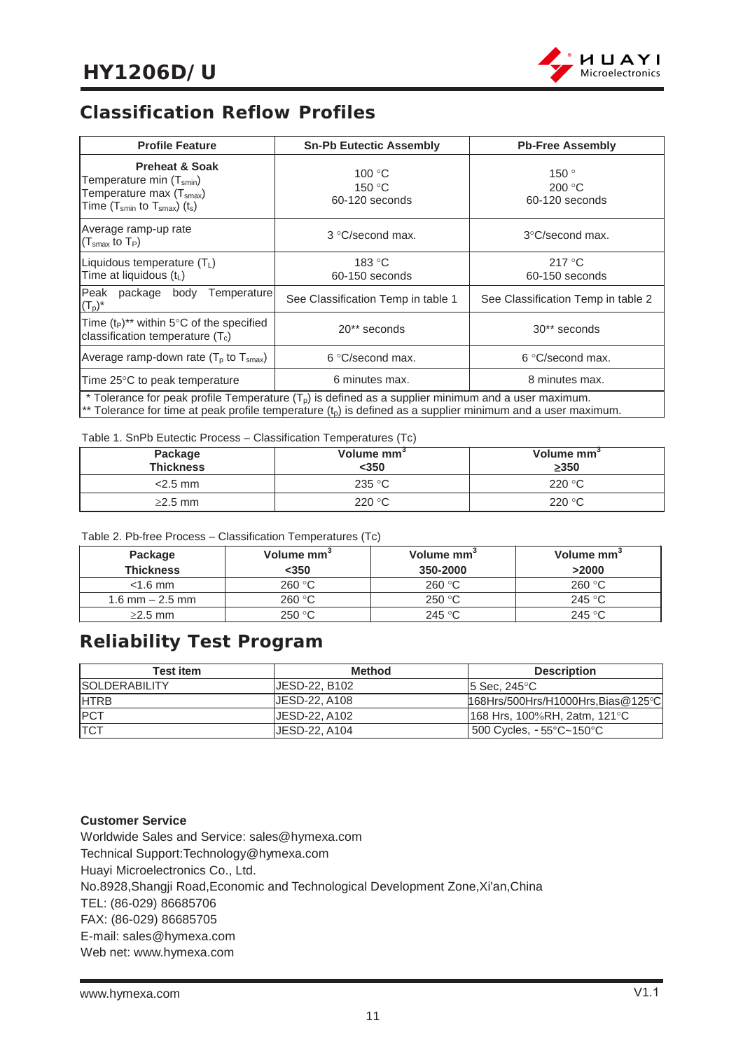## Classification Reflow Profiles

| Profile Feature | Sn-Pb Eutectic Assembly | Pb-Free Assembly |
| --- | --- | --- |
| **Preheat & Soak**<br>Temperature min ($T_{smin}$)<br>Temperature max ($T_{smax}$)<br>Time ($T_{smin}$ to $T_{smax}$) ($t_s$) | 100 °C<br>150 °C<br>60-120 seconds | 150 °<br>200 °C<br>60-120 seconds |
| Average ramp-up rate<br>($T_{smax}$ to $T_P$) | 3 °C/second max. | 3°C/second max. |
| Liquidous temperature ($T_L$)<br>Time at liquidous ($t_L$) | 183 °C<br>60-150 seconds | 217 °C<br>60-150 seconds |
| Peak package body Temperature ($T_p$)* | See Classification Temp in table 1 | See Classification Temp in table 2 |
| Time ($t_P$)** within 5°C of the specified classification temperature ($T_c$) | 20** seconds | 30** seconds |
| Average ramp-down rate ($T_p$ to $T_{smax}$) | 6 °C/second max. | 6 °C/second max. |
| Time 25°C to peak temperature | 6 minutes max. | 8 minutes max. |

* Tolerance for peak profile Temperature ($T_p$) is defined as a supplier minimum and a user maximum.
** Tolerance for time at peak profile temperature ($t_p$) is defined as a supplier minimum and a user maximum.

Table 1. SnPb Eutectic Process – Classification Temperatures (Tc)

| Package Thickness | Volume $mm^3$ <350 | Volume $mm^3$ ≥350 |
| --- | --- | --- |
| <2.5 mm | 235 °C | 220 °C |
| ≥2.5 mm | 220 °C | 220 °C |

Table 2. Pb-free Process – Classification Temperatures (Tc)

| Package Thickness | Volume $mm^3$ <350 | Volume $mm^3$ 350-2000 | Volume $mm^3$ >2000 |
| --- | --- | --- | --- |
| <1.6 mm | 260 °C | 260 °C | 260 °C |
| 1.6 mm – 2.5 mm | 260 °C | 250 °C | 245 °C |
| ≥2.5 mm | 250 °C | 245 °C | 245 °C |

## Reliability Test Program

| Test item | Method | Description |
| --- | --- | --- |
| SOLDERABILITY | JESD-22, B102 | 5 Sec, 245°C |
| HTRB | JESD-22, A108 | 168Hrs/500Hrs/H1000Hrs,Bias@125°C |
| PCT | JESD-22, A102 | 168 Hrs, 100%RH, 2atm, 121°C |
| TCT | JESD-22, A104 | 500 Cycles, -55°C~150°C |

**Customer Service**

Worldwide Sales and Service: sales@hymexa.com
Technical Support:Technology@hymexa.com
Huayi Microelectronics Co., Ltd.
No.8928,Shangji Road,Economic and Technological Development Zone,Xi'an,China
TEL: (86-029) 86685706
FAX: (86-029) 86685705
E-mail: sales@hymexa.com
Web net: www.hymexa.com